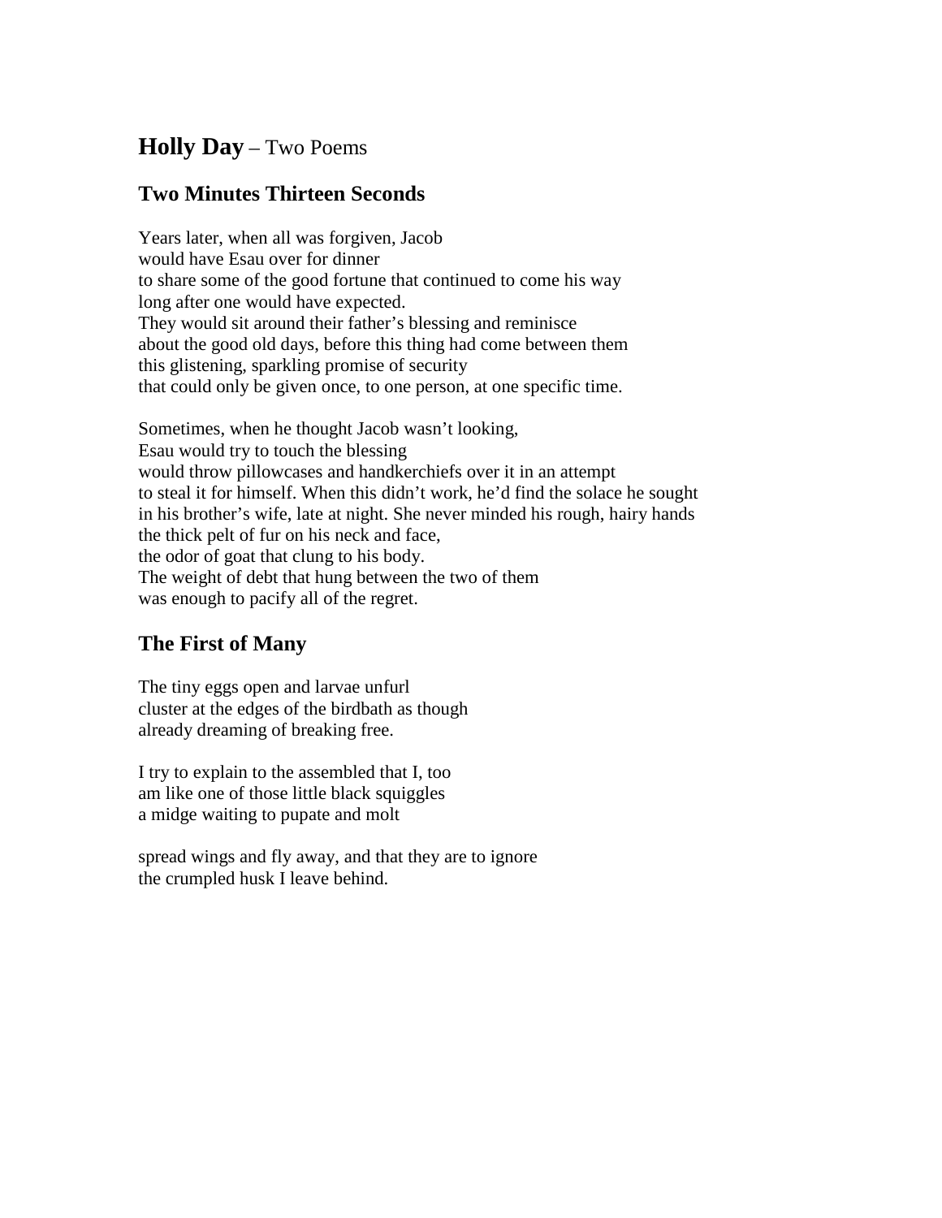# **Holly Day** – Two Poems

## Two Minutes Thirteen Seconds

Years later, when all was forgiven, Jacob
would have Esau over for dinner
to share some of the good fortune that continued to come his way
long after one would have expected.
They would sit around their father's blessing and reminisce
about the good old days, before this thing had come between them
this glistening, sparkling promise of security
that could only be given once, to one person, at one specific time.

Sometimes, when he thought Jacob wasn't looking,
Esau would try to touch the blessing
would throw pillowcases and handkerchiefs over it in an attempt
to steal it for himself. When this didn't work, he'd find the solace he sought
in his brother's wife, late at night. She never minded his rough, hairy hands
the thick pelt of fur on his neck and face,
the odor of goat that clung to his body.
The weight of debt that hung between the two of them
was enough to pacify all of the regret.

## The First of Many

The tiny eggs open and larvae unfurl
cluster at the edges of the birdbath as though
already dreaming of breaking free.

I try to explain to the assembled that I, too
am like one of those little black squiggles
a midge waiting to pupate and molt

spread wings and fly away, and that they are to ignore
the crumpled husk I leave behind.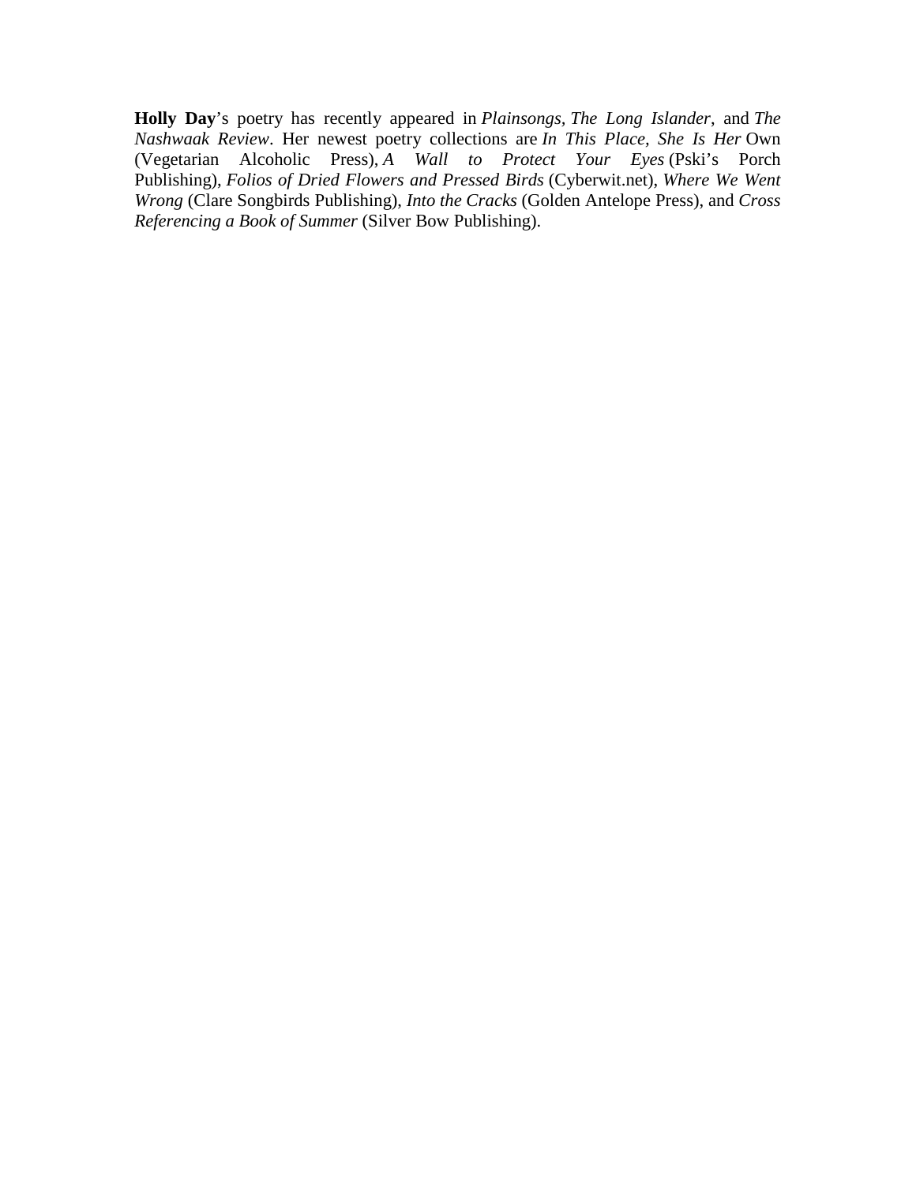**Holly Day**'s poetry has recently appeared in *Plainsongs, The Long Islander*, and *The Nashwaak Review*. Her newest poetry collections are *In This Place, She Is Her* Own (Vegetarian Alcoholic Press), *A Wall to Protect Your Eyes* (Pski's Porch Publishing), *Folios of Dried Flowers and Pressed Birds* (Cyberwit.net), *Where We Went Wrong* (Clare Songbirds Publishing), *Into the Cracks* (Golden Antelope Press), and *Cross Referencing a Book of Summer* (Silver Bow Publishing).